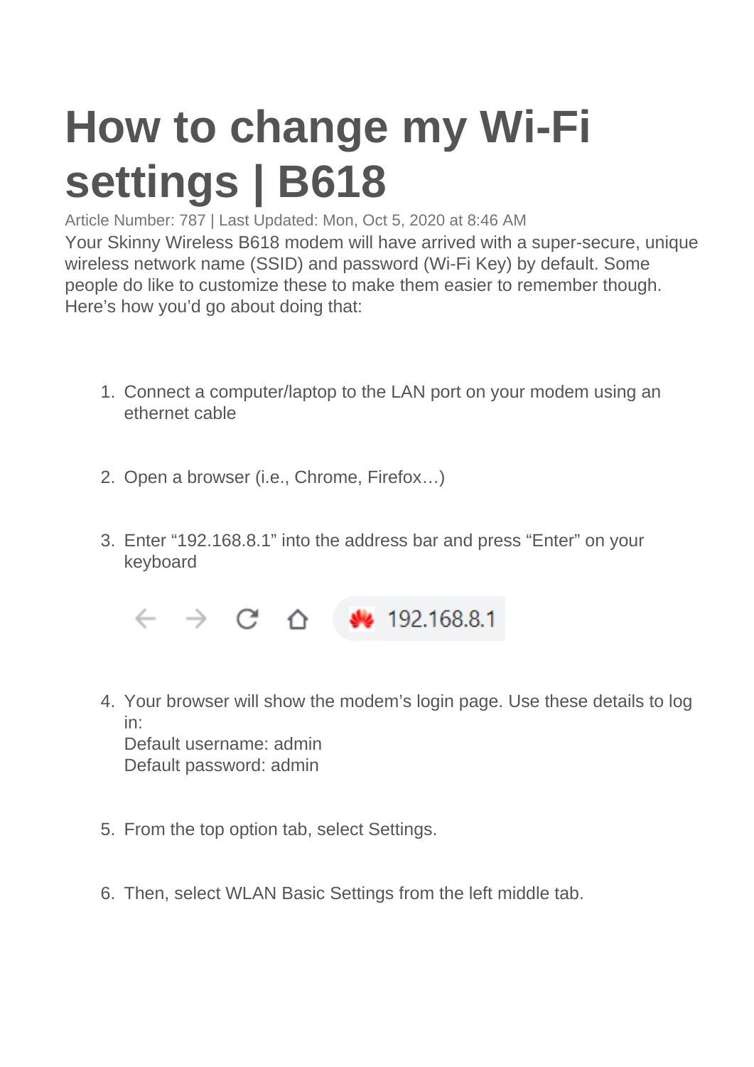# How to change my Wi-Fi settings | B618

Article Number: 787 | Last Updated: Mon, Oct 5, 2020 at 8:46 AM

Your Skinny Wireless B618 modem will have arrived with a super-secure, unique wireless network name (SSID) and password (Wi-Fi Key) by default. Some people do like to customize these to make them easier to remember though. Here's how you'd go about doing that:

1. Connect a computer/laptop to the LAN port on your modem using an ethernet cable

2. Open a browser (i.e., Chrome, Firefox…)

3. Enter "192.168.8.1" into the address bar and press "Enter" on your keyboard

4. Your browser will show the modem's login page. Use these details to log in:
   Default username: admin
   Default password: admin

5. From the top option tab, select Settings.

6. Then, select WLAN Basic Settings from the left middle tab.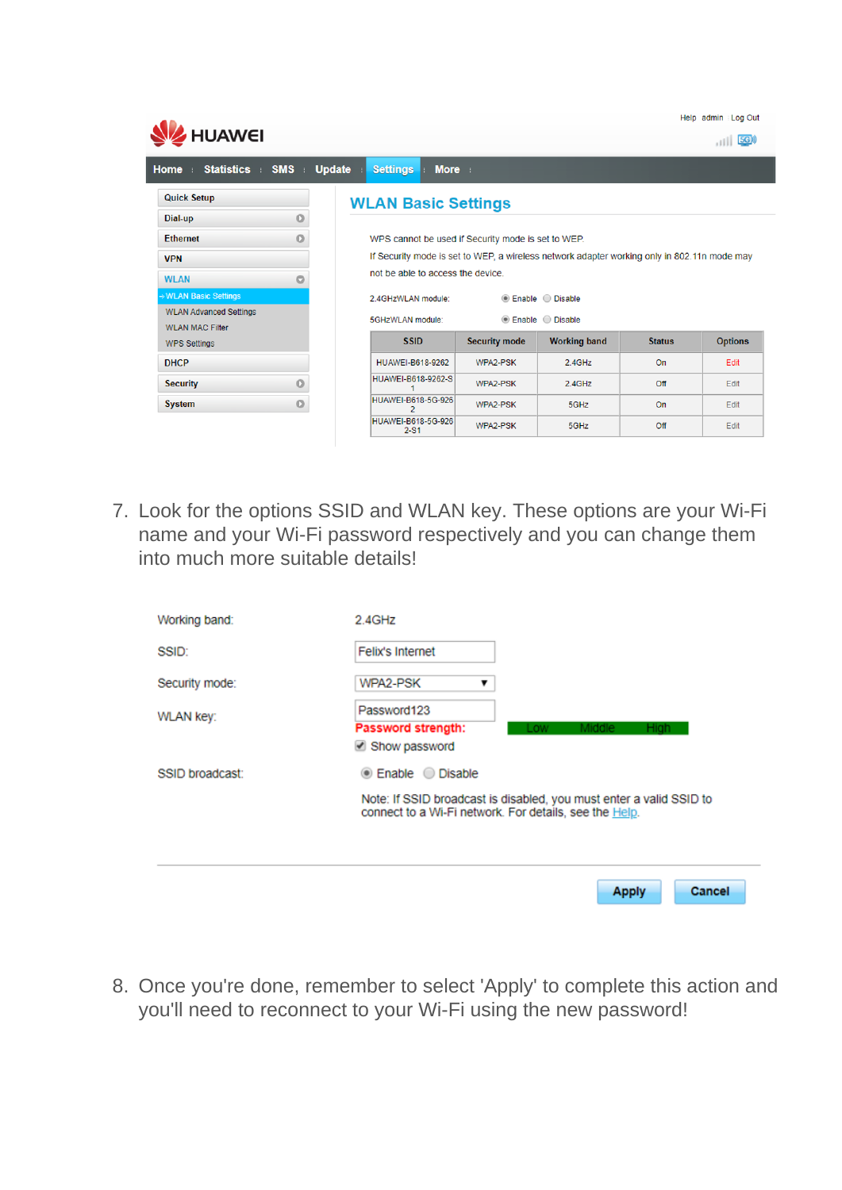HUAWEI

Help admin Log Out

Home | Statistics | SMS | Update | Settings | More

- Quick Setup
- Dial-up
- Ethernet
- VPN
- WLAN
  - WLAN Basic Settings
  - WLAN Advanced Settings
  - WLAN MAC Filter
  - WPS Settings
- DHCP
- Security
- System

## WLAN Basic Settings

WPS cannot be used if Security mode is set to WEP.

If Security mode is set to WEP, a wireless network adapter working only in 802.11n mode may not be able to access the device.

2.4GHzWLAN module: Enable Disable

5GHzWLAN module: Enable Disable

| SSID | Security mode | Working band | Status | Options |
|---|---|---|---|---|
| HUAWEI-B618-9262 | WPA2-PSK | 2.4GHz | On | Edit |
| HUAWEI-B618-9262-S1 | WPA2-PSK | 2.4GHz | Off | Edit |
| HUAWEI-B618-5G-9262 | WPA2-PSK | 5GHz | On | Edit |
| HUAWEI-B618-5G-9262-S1 | WPA2-PSK | 5GHz | Off | Edit |

7. Look for the options SSID and WLAN key. These options are your Wi-Fi name and your Wi-Fi password respectively and you can change them into much more suitable details!

Working band: 2.4GHz

SSID: Felix's Internet

Security mode: WPA2-PSK

WLAN key: Password123

Password strength: Low Middle High

Show password

SSID broadcast: Enable Disable

Note: If SSID broadcast is disabled, you must enter a valid SSID to connect to a Wi-Fi network. For details, see the Help.

Apply Cancel

8. Once you're done, remember to select 'Apply' to complete this action and you'll need to reconnect to your Wi-Fi using the new password!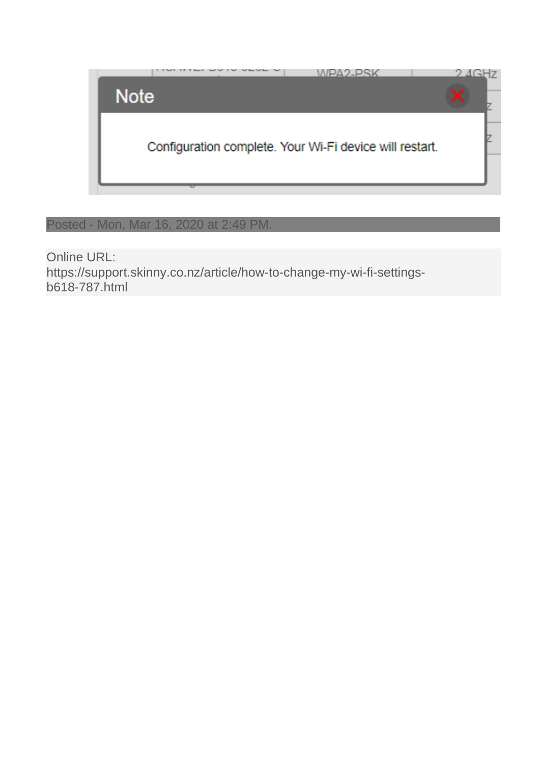Posted - Mon, Mar 16, 2020 at 2:49 PM.

Online URL:
https://support.skinny.co.nz/article/how-to-change-my-wi-fi-settings-b618-787.html